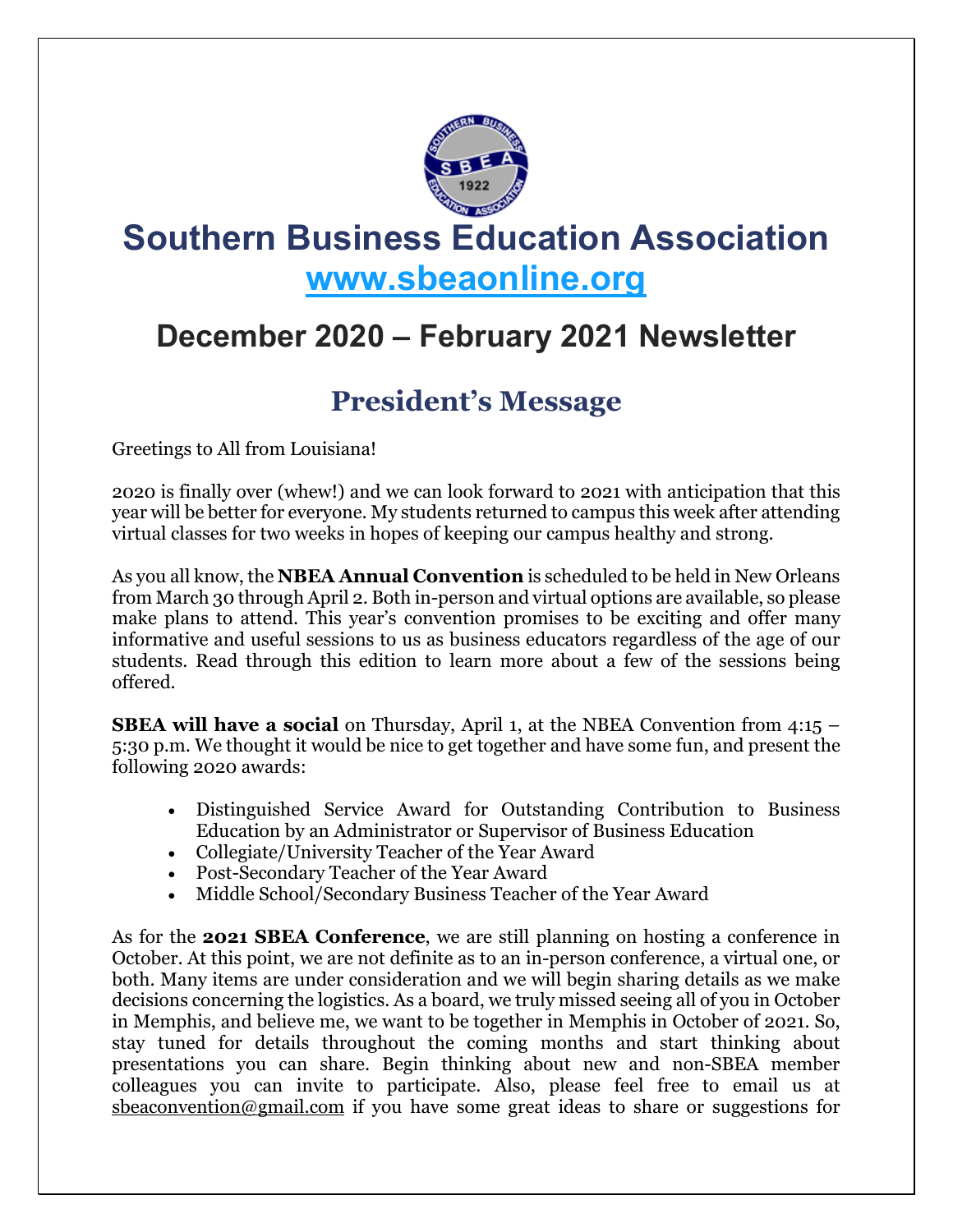# Southern Business Education Association

## [www.sbeaonline.org](http://www.sbeaonline.org)

## December 2020 – February 2021 Newsletter

## President's Message

Greetings to All from Louisiana!

2020 is finally over (whew!) and we can look forward to 2021 with anticipation that this year will be better for everyone. My students returned to campus this week after attending virtual classes for two weeks in hopes of keeping our campus healthy and strong.

As you all know, the **NBEA Annual Convention** is scheduled to be held in New Orleans from March 30 through April 2. Both in-person and virtual options are available, so please make plans to attend. This year's convention promises to be exciting and offer many informative and useful sessions to us as business educators regardless of the age of our students. Read through this edition to learn more about a few of the sessions being offered.

**SBEA will have a social** on Thursday, April 1, at the NBEA Convention from 4:15 – 5:30 p.m. We thought it would be nice to get together and have some fun, and present the following 2020 awards:

- Distinguished Service Award for Outstanding Contribution to Business Education by an Administrator or Supervisor of Business Education
- Collegiate/University Teacher of the Year Award
- Post-Secondary Teacher of the Year Award
- Middle School/Secondary Business Teacher of the Year Award

As for the **2021 SBEA Conference**, we are still planning on hosting a conference in October. At this point, we are not definite as to an in-person conference, a virtual one, or both. Many items are under consideration and we will begin sharing details as we make decisions concerning the logistics. As a board, we truly missed seeing all of you in October in Memphis, and believe me, we want to be together in Memphis in October of 2021. So, stay tuned for details throughout the coming months and start thinking about presentations you can share. Begin thinking about new and non-SBEA member colleagues you can invite to participate. Also, please feel free to email us at sbeaconvention@gmail.com if you have some great ideas to share or suggestions for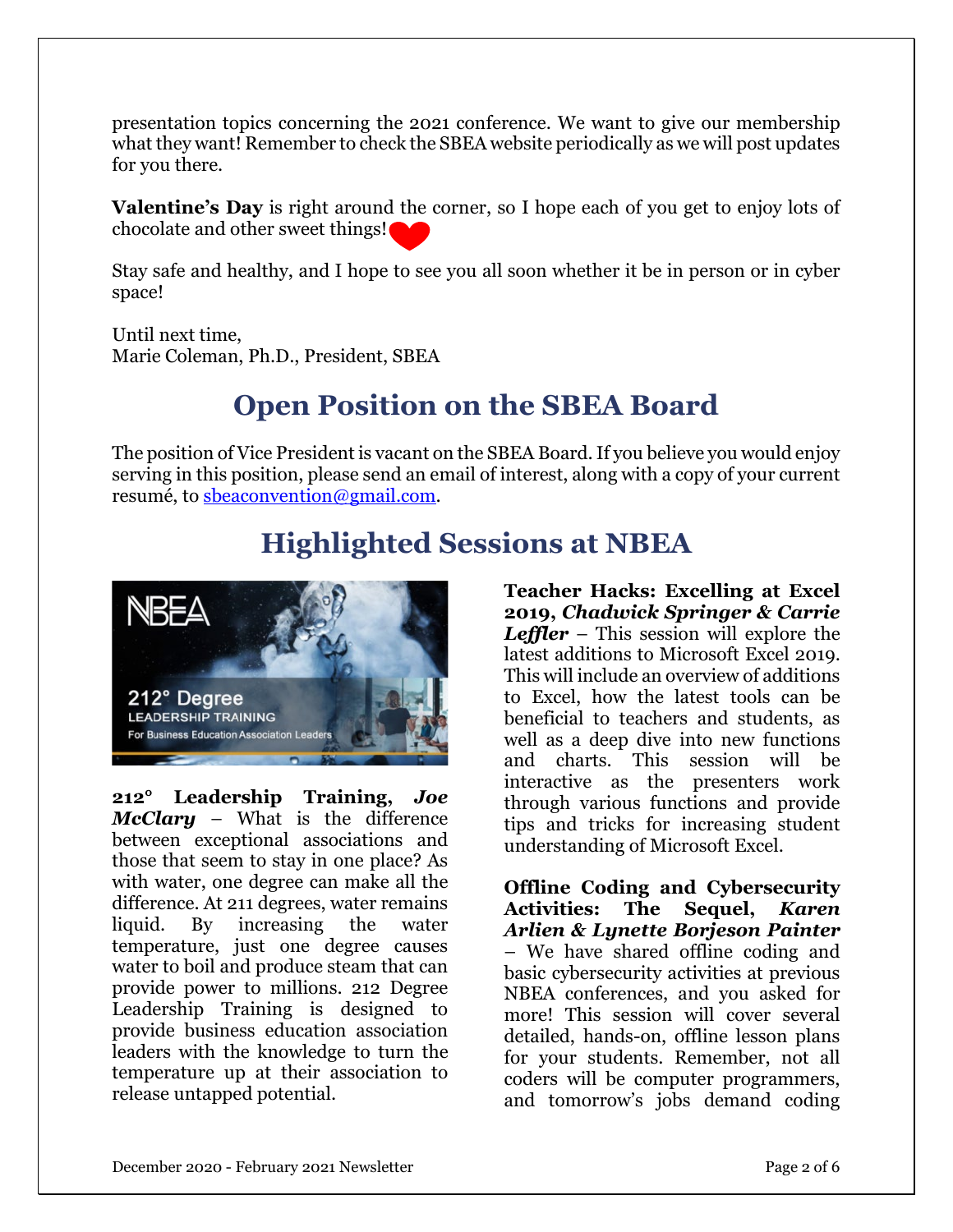presentation topics concerning the 2021 conference. We want to give our membership what they want! Remember to check the SBEA website periodically as we will post updates for you there.

**Valentine's Day** is right around the corner, so I hope each of you get to enjoy lots of chocolate and other sweet things!

Stay safe and healthy, and I hope to see you all soon whether it be in person or in cyber space!

Until next time,
Marie Coleman, Ph.D., President, SBEA

## Open Position on the SBEA Board

The position of Vice President is vacant on the SBEA Board. If you believe you would enjoy serving in this position, please send an email of interest, along with a copy of your current resumé, to sbeaconvention@gmail.com.

## Highlighted Sessions at NBEA

**212° Leadership Training, *Joe McClary*** – What is the difference between exceptional associations and those that seem to stay in one place? As with water, one degree can make all the difference. At 211 degrees, water remains liquid. By increasing the water temperature, just one degree causes water to boil and produce steam that can provide power to millions. 212 Degree Leadership Training is designed to provide business education association leaders with the knowledge to turn the temperature up at their association to release untapped potential.

**Teacher Hacks: Excelling at Excel 2019, *Chadwick Springer & Carrie Leffler*** – This session will explore the latest additions to Microsoft Excel 2019. This will include an overview of additions to Excel, how the latest tools can be beneficial to teachers and students, as well as a deep dive into new functions and charts. This session will be interactive as the presenters work through various functions and provide tips and tricks for increasing student understanding of Microsoft Excel.

**Offline Coding and Cybersecurity Activities: The Sequel, *Karen Arlien & Lynette Borjeson Painter*** – We have shared offline coding and basic cybersecurity activities at previous NBEA conferences, and you asked for more! This session will cover several detailed, hands-on, offline lesson plans for your students. Remember, not all coders will be computer programmers, and tomorrow's jobs demand coding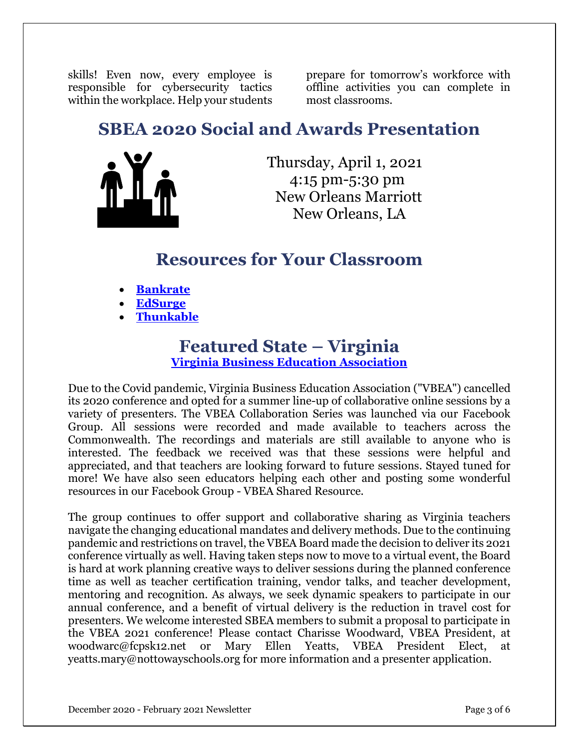skills! Even now, every employee is responsible for cybersecurity tactics within the workplace. Help your students prepare for tomorrow's workforce with offline activities you can complete in most classrooms.

## SBEA 2020 Social and Awards Presentation

Thursday, April 1, 2021
4:15 pm-5:30 pm
New Orleans Marriott
New Orleans, LA

## Resources for Your Classroom

- **Bankrate**
- **EdSurge**
- **Thunkable**

## Featured State – Virginia

**Virginia Business Education Association**

Due to the Covid pandemic, Virginia Business Education Association ("VBEA") cancelled its 2020 conference and opted for a summer line-up of collaborative online sessions by a variety of presenters. The VBEA Collaboration Series was launched via our Facebook Group. All sessions were recorded and made available to teachers across the Commonwealth. The recordings and materials are still available to anyone who is interested. The feedback we received was that these sessions were helpful and appreciated, and that teachers are looking forward to future sessions. Stayed tuned for more! We have also seen educators helping each other and posting some wonderful resources in our Facebook Group - VBEA Shared Resource.

The group continues to offer support and collaborative sharing as Virginia teachers navigate the changing educational mandates and delivery methods. Due to the continuing pandemic and restrictions on travel, the VBEA Board made the decision to deliver its 2021 conference virtually as well. Having taken steps now to move to a virtual event, the Board is hard at work planning creative ways to deliver sessions during the planned conference time as well as teacher certification training, vendor talks, and teacher development, mentoring and recognition. As always, we seek dynamic speakers to participate in our annual conference, and a benefit of virtual delivery is the reduction in travel cost for presenters. We welcome interested SBEA members to submit a proposal to participate in the VBEA 2021 conference! Please contact Charisse Woodward, VBEA President, at woodwarc@fcpsk12.net or Mary Ellen Yeatts, VBEA President Elect, at yeatts.mary@nottowayschools.org for more information and a presenter application.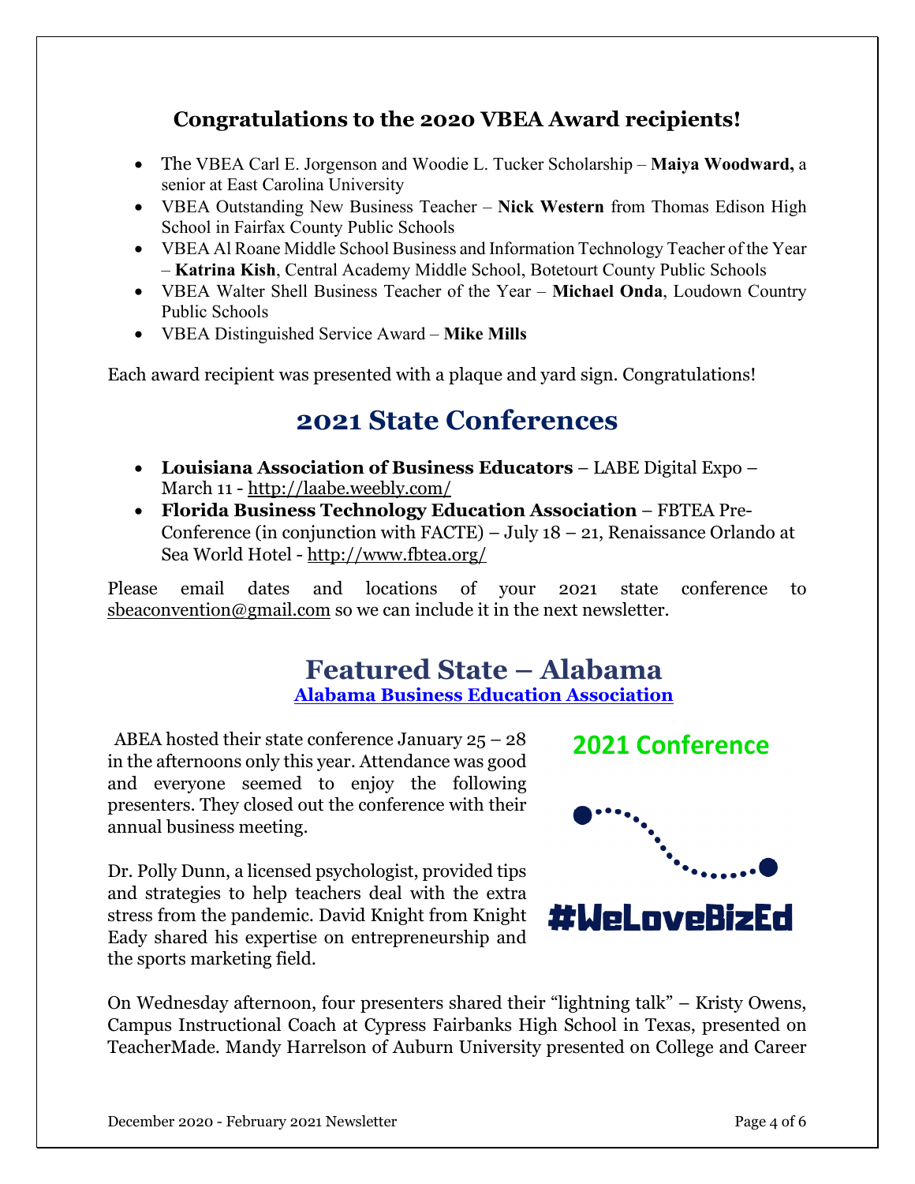## Congratulations to the 2020 VBEA Award recipients!

- The VBEA Carl E. Jorgenson and Woodie L. Tucker Scholarship – **Maiya Woodward,** a senior at East Carolina University
- VBEA Outstanding New Business Teacher – **Nick Western** from Thomas Edison High School in Fairfax County Public Schools
- VBEA Al Roane Middle School Business and Information Technology Teacher of the Year – **Katrina Kish**, Central Academy Middle School, Botetourt County Public Schools
- VBEA Walter Shell Business Teacher of the Year – **Michael Onda**, Loudown Country Public Schools
- VBEA Distinguished Service Award – **Mike Mills**

Each award recipient was presented with a plaque and yard sign. Congratulations!

# 2021 State Conferences

- **Louisiana Association of Business Educators** – LABE Digital Expo – March 11 - http://laabe.weebly.com/
- **Florida Business Technology Education Association** – FBTEA Pre-Conference (in conjunction with FACTE) – July 18 – 21, Renaissance Orlando at Sea World Hotel - http://www.fbtea.org/

Please email dates and locations of your 2021 state conference to sbeaconvention@gmail.com so we can include it in the next newsletter.

# Featured State – Alabama

**Alabama Business Education Association**

2021 Conference

#WeLoveBizEd

ABEA hosted their state conference January 25 – 28 in the afternoons only this year. Attendance was good and everyone seemed to enjoy the following presenters. They closed out the conference with their annual business meeting.

Dr. Polly Dunn, a licensed psychologist, provided tips and strategies to help teachers deal with the extra stress from the pandemic. David Knight from Knight Eady shared his expertise on entrepreneurship and the sports marketing field.

On Wednesday afternoon, four presenters shared their "lightning talk" – Kristy Owens, Campus Instructional Coach at Cypress Fairbanks High School in Texas, presented on TeacherMade. Mandy Harrelson of Auburn University presented on College and Career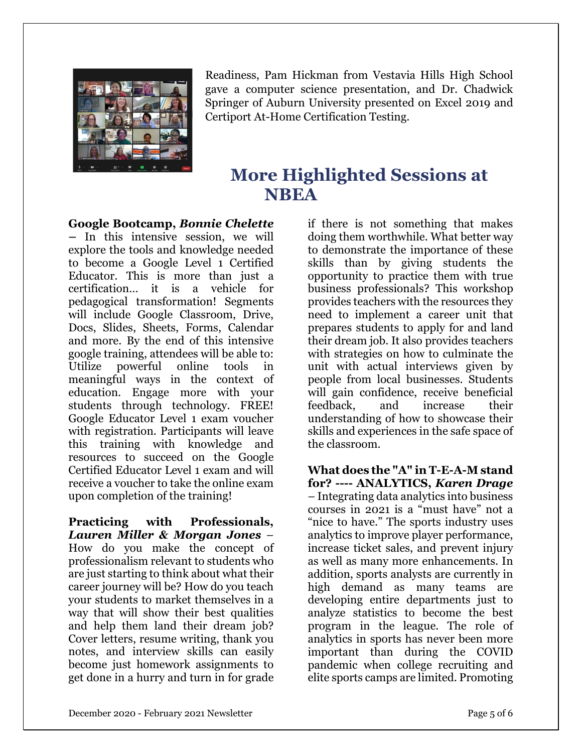Readiness, Pam Hickman from Vestavia Hills High School gave a computer science presentation, and Dr. Chadwick Springer of Auburn University presented on Excel 2019 and Certiport At-Home Certification Testing.

## More Highlighted Sessions at NBEA

**Google Bootcamp, *Bonnie Chelette*** – In this intensive session, we will explore the tools and knowledge needed to become a Google Level 1 Certified Educator. This is more than just a certification… it is a vehicle for pedagogical transformation! Segments will include Google Classroom, Drive, Docs, Slides, Sheets, Forms, Calendar and more. By the end of this intensive google training, attendees will be able to: Utilize powerful online tools in meaningful ways in the context of education. Engage more with your students through technology. FREE! Google Educator Level 1 exam voucher with registration. Participants will leave this training with knowledge and resources to succeed on the Google Certified Educator Level 1 exam and will receive a voucher to take the online exam upon completion of the training!

**Practicing with Professionals, *Lauren Miller & Morgan Jones*** – How do you make the concept of professionalism relevant to students who are just starting to think about what their career journey will be? How do you teach your students to market themselves in a way that will show their best qualities and help them land their dream job? Cover letters, resume writing, thank you notes, and interview skills can easily become just homework assignments to get done in a hurry and turn in for grade if there is not something that makes doing them worthwhile. What better way to demonstrate the importance of these skills than by giving students the opportunity to practice them with true business professionals? This workshop provides teachers with the resources they need to implement a career unit that prepares students to apply for and land their dream job. It also provides teachers with strategies on how to culminate the unit with actual interviews given by people from local businesses. Students will gain confidence, receive beneficial feedback, and increase their understanding of how to showcase their skills and experiences in the safe space of the classroom.

**What does the "A" in T-E-A-M stand for? ---- ANALYTICS, *Karen Drage*** – Integrating data analytics into business courses in 2021 is a "must have" not a "nice to have." The sports industry uses analytics to improve player performance, increase ticket sales, and prevent injury as well as many more enhancements. In addition, sports analysts are currently in high demand as many teams are developing entire departments just to analyze statistics to become the best program in the league. The role of analytics in sports has never been more important than during the COVID pandemic when college recruiting and elite sports camps are limited. Promoting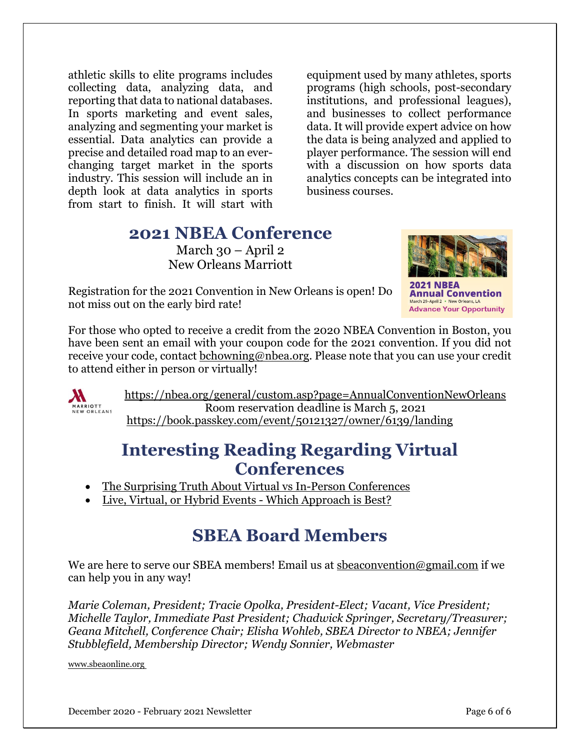athletic skills to elite programs includes collecting data, analyzing data, and reporting that data to national databases. In sports marketing and event sales, analyzing and segmenting your market is essential. Data analytics can provide a precise and detailed road map to an ever-changing target market in the sports industry. This session will include an in depth look at data analytics in sports from start to finish. It will start with equipment used by many athletes, sports programs (high schools, post-secondary institutions, and professional leagues), and businesses to collect performance data. It will provide expert advice on how the data is being analyzed and applied to player performance. The session will end with a discussion on how sports data analytics concepts can be integrated into business courses.

## 2021 NBEA Conference

March 30 – April 2
New Orleans Marriott

Registration for the 2021 Convention in New Orleans is open! Do not miss out on the early bird rate!

For those who opted to receive a credit from the 2020 NBEA Convention in Boston, you have been sent an email with your coupon code for the 2021 convention. If you did not receive your code, contact bchowning@nbea.org. Please note that you can use your credit to attend either in person or virtually!

https://nbea.org/general/custom.asp?page=AnnualConventionNewOrleans
Room reservation deadline is March 5, 2021
https://book.passkey.com/event/50121327/owner/6139/landing

## Interesting Reading Regarding Virtual Conferences

- The Surprising Truth About Virtual vs In-Person Conferences
- Live, Virtual, or Hybrid Events - Which Approach is Best?

## SBEA Board Members

We are here to serve our SBEA members! Email us at sbeaconvention@gmail.com if we can help you in any way!

*Marie Coleman, President; Tracie Opolka, President-Elect; Vacant, Vice President; Michelle Taylor, Immediate Past President; Chadwick Springer, Secretary/Treasurer; Geana Mitchell, Conference Chair; Elisha Wohleb, SBEA Director to NBEA; Jennifer Stubblefield, Membership Director; Wendy Sonnier, Webmaster*

www.sbeaonline.org